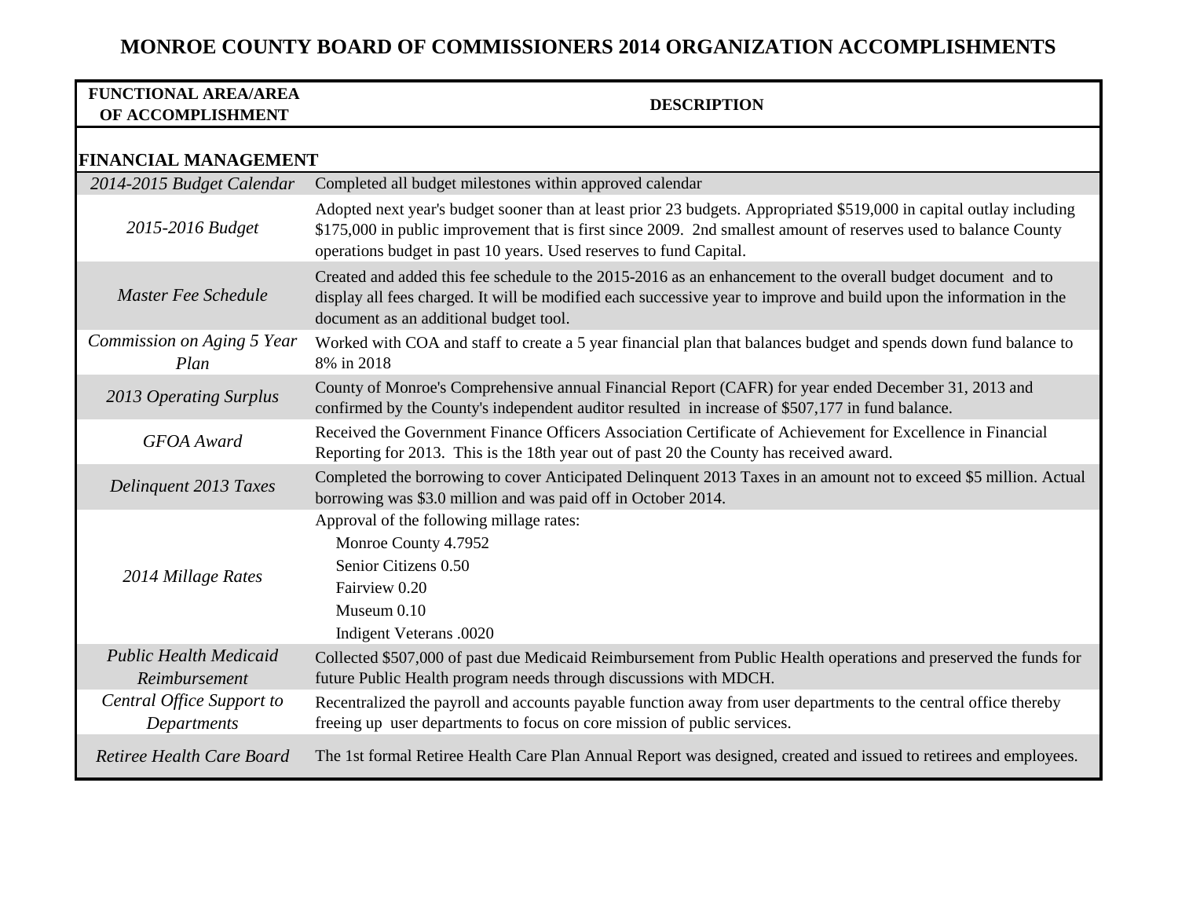# MONROE COUNTY BOARD OF COMMISSIONERS 2014 ORGANIZATION ACCOMPLISHMENTS

| FUNCTIONAL AREA/AREA OF ACCOMPLISHMENT | DESCRIPTION |
|---|---|
| **FINANCIAL MANAGEMENT** | |
| *2014-2015 Budget Calendar* | Completed all budget milestones within approved calendar |
| *2015-2016 Budget* | Adopted next year's budget sooner than at least prior 23 budgets. Appropriated $519,000 in capital outlay including $175,000 in public improvement that is first since 2009. 2nd smallest amount of reserves used to balance County operations budget in past 10 years. Used reserves to fund Capital. |
| *Master Fee Schedule* | Created and added this fee schedule to the 2015-2016 as an enhancement to the overall budget document and to display all fees charged. It will be modified each successive year to improve and build upon the information in the document as an additional budget tool. |
| *Commission on Aging 5 Year Plan* | Worked with COA and staff to create a 5 year financial plan that balances budget and spends down fund balance to 8% in 2018 |
| *2013 Operating Surplus* | County of Monroe's Comprehensive annual Financial Report (CAFR) for year ended December 31, 2013 and confirmed by the County's independent auditor resulted in increase of $507,177 in fund balance. |
| *GFOA Award* | Received the Government Finance Officers Association Certificate of Achievement for Excellence in Financial Reporting for 2013. This is the 18th year out of past 20 the County has received award. |
| *Delinquent 2013 Taxes* | Completed the borrowing to cover Anticipated Delinquent 2013 Taxes in an amount not to exceed $5 million. Actual borrowing was $3.0 million and was paid off in October 2014. |
| *2014 Millage Rates* | Approval of the following millage rates:<br>Monroe County 4.7952<br>Senior Citizens 0.50<br>Fairview 0.20<br>Museum 0.10<br>Indigent Veterans .0020 |
| *Public Health Medicaid Reimbursement* | Collected $507,000 of past due Medicaid Reimbursement from Public Health operations and preserved the funds for future Public Health program needs through discussions with MDCH. |
| *Central Office Support to Departments* | Recentralized the payroll and accounts payable function away from user departments to the central office thereby freeing up user departments to focus on core mission of public services. |
| *Retiree Health Care Board* | The 1st formal Retiree Health Care Plan Annual Report was designed, created and issued to retirees and employees. |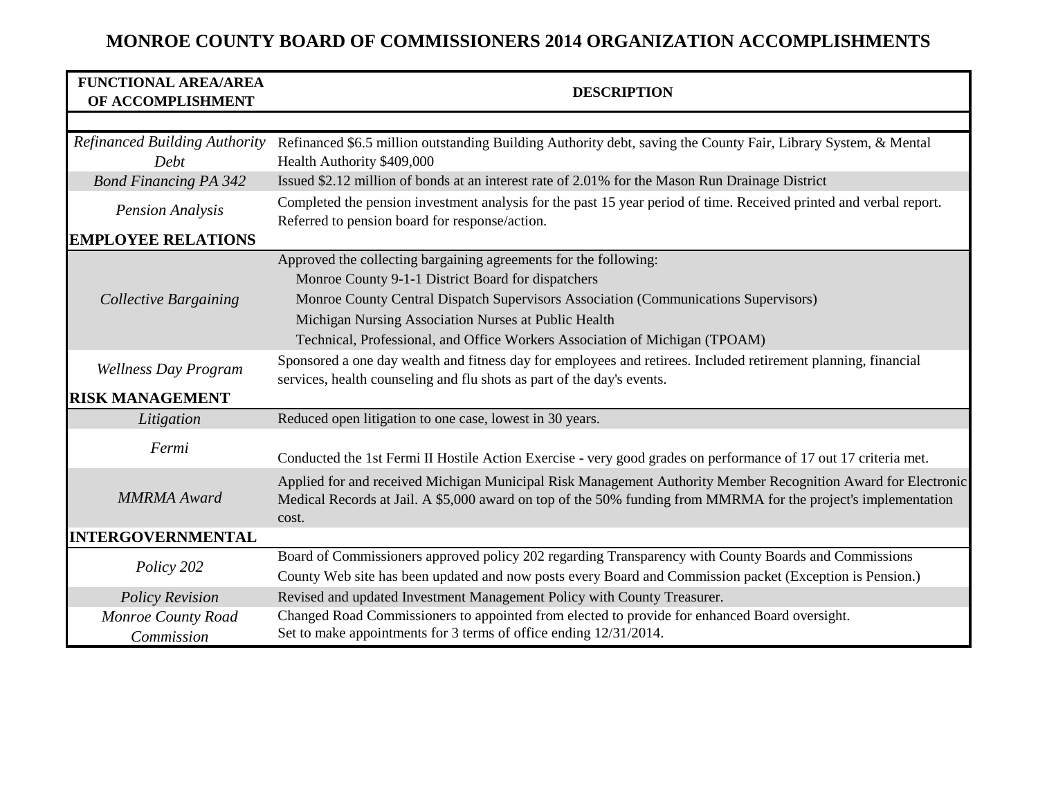# MONROE COUNTY BOARD OF COMMISSIONERS 2014 ORGANIZATION ACCOMPLISHMENTS

| FUNCTIONAL AREA/AREA OF ACCOMPLISHMENT | DESCRIPTION |
|---|---|
| | |
| *Refinanced Building Authority Debt* | Refinanced $6.5 million outstanding Building Authority debt, saving the County Fair, Library System, & Mental Health Authority $409,000 |
| *Bond Financing PA 342* | Issued $2.12 million of bonds at an interest rate of 2.01% for the Mason Run Drainage District |
| *Pension Analysis* | Completed the pension investment analysis for the past 15 year period of time. Received printed and verbal report. Referred to pension board for response/action. |
| **EMPLOYEE RELATIONS** | |
| *Collective Bargaining* | Approved the collecting bargaining agreements for the following:<br>Monroe County 9-1-1 District Board for dispatchers<br>Monroe County Central Dispatch Supervisors Association (Communications Supervisors)<br>Michigan Nursing Association Nurses at Public Health<br>Technical, Professional, and Office Workers Association of Michigan (TPOAM) |
| *Wellness Day Program* | Sponsored a one day wealth and fitness day for employees and retirees. Included retirement planning, financial services, health counseling and flu shots as part of the day's events. |
| **RISK MANAGEMENT** | |
| *Litigation* | Reduced open litigation to one case, lowest in 30 years. |
| *Fermi* | Conducted the 1st Fermi II Hostile Action Exercise - very good grades on performance of 17 out 17 criteria met. |
| *MMRMA Award* | Applied for and received Michigan Municipal Risk Management Authority Member Recognition Award for Electronic Medical Records at Jail. A $5,000 award on top of the 50% funding from MMRMA for the project's implementation cost. |
| **INTERGOVERNMENTAL** | |
| *Policy 202* | Board of Commissioners approved policy 202 regarding Transparency with County Boards and Commissions<br>County Web site has been updated and now posts every Board and Commission packet (Exception is Pension.) |
| *Policy Revision* | Revised and updated Investment Management Policy with County Treasurer. |
| *Monroe County Road Commission* | Changed Road Commissioners to appointed from elected to provide for enhanced Board oversight.<br>Set to make appointments for 3 terms of office ending 12/31/2014. |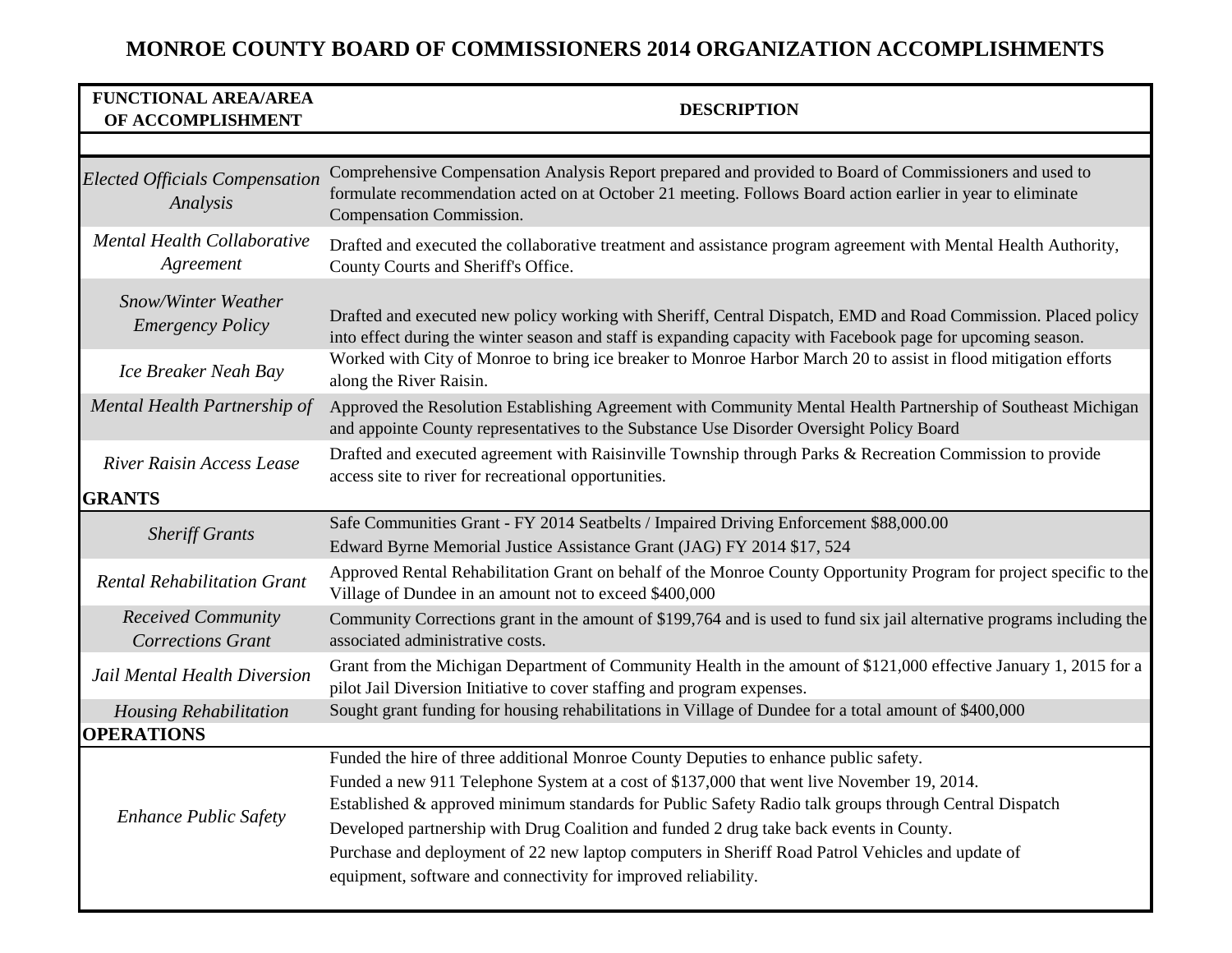# MONROE COUNTY BOARD OF COMMISSIONERS 2014 ORGANIZATION ACCOMPLISHMENTS

| FUNCTIONAL AREA/AREA OF ACCOMPLISHMENT | DESCRIPTION |
|---|---|
| | |
| *Elected Officials Compensation Analysis* | Comprehensive Compensation Analysis Report prepared and provided to Board of Commissioners and used to formulate recommendation acted on at October 21 meeting. Follows Board action earlier in year to eliminate Compensation Commission. |
| *Mental Health Collaborative Agreement* | Drafted and executed the collaborative treatment and assistance program agreement with Mental Health Authority, County Courts and Sheriff's Office. |
| *Snow/Winter Weather Emergency Policy* | Drafted and executed new policy working with Sheriff, Central Dispatch, EMD and Road Commission. Placed policy into effect during the winter season and staff is expanding capacity with Facebook page for upcoming season. |
| *Ice Breaker Neah Bay* | Worked with City of Monroe to bring ice breaker to Monroe Harbor March 20 to assist in flood mitigation efforts along the River Raisin. |
| *Mental Health Partnership of* | Approved the Resolution Establishing Agreement with Community Mental Health Partnership of Southeast Michigan and appointe County representatives to the Substance Use Disorder Oversight Policy Board |
| *River Raisin Access Lease* | Drafted and executed agreement with Raisinville Township through Parks & Recreation Commission to provide access site to river for recreational opportunities. |
| **GRANTS** | |
| *Sheriff Grants* | Safe Communities Grant - FY 2014 Seatbelts / Impaired Driving Enforcement $88,000.00<br>Edward Byrne Memorial Justice Assistance Grant (JAG) FY 2014 $17, 524 |
| *Rental Rehabilitation Grant* | Approved Rental Rehabilitation Grant on behalf of the Monroe County Opportunity Program for project specific to the Village of Dundee in an amount not to exceed $400,000 |
| *Received Community Corrections Grant* | Community Corrections grant in the amount of $199,764 and is used to fund six jail alternative programs including the associated administrative costs. |
| *Jail Mental Health Diversion* | Grant from the Michigan Department of Community Health in the amount of $121,000 effective January 1, 2015 for a pilot Jail Diversion Initiative to cover staffing and program expenses. |
| *Housing Rehabilitation* | Sought grant funding for housing rehabilitations in Village of Dundee for a total amount of $400,000 |
| **OPERATIONS** | |
| *Enhance Public Safety* | Funded the hire of three additional Monroe County Deputies to enhance public safety.<br>Funded a new 911 Telephone System at a cost of $137,000 that went live November 19, 2014.<br>Established & approved minimum standards for Public Safety Radio talk groups through Central Dispatch<br>Developed partnership with Drug Coalition and funded 2 drug take back events in County.<br>Purchase and deployment of 22 new laptop computers in Sheriff Road Patrol Vehicles and update of equipment, software and connectivity for improved reliability. |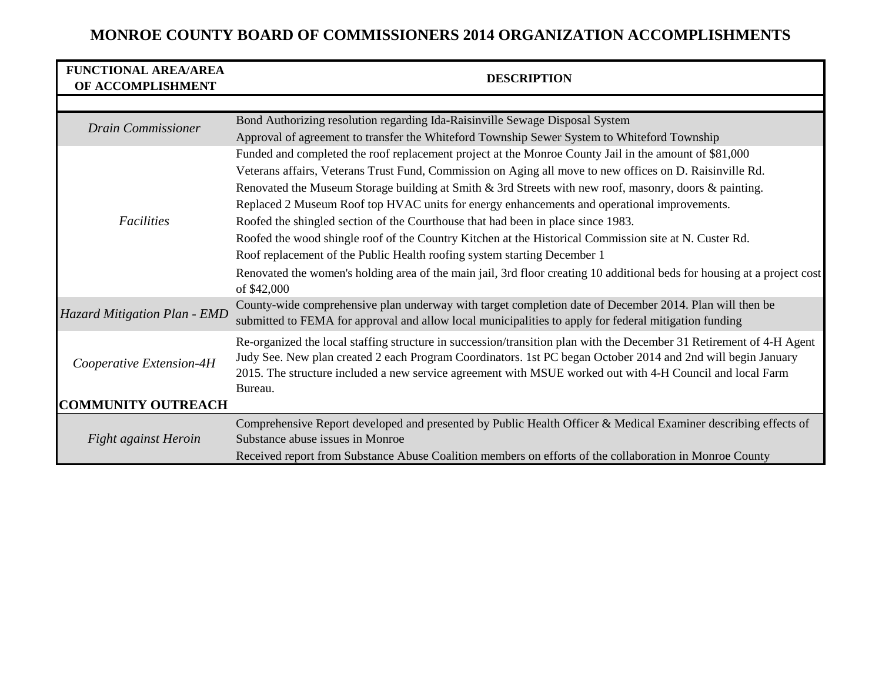# MONROE COUNTY BOARD OF COMMISSIONERS 2014 ORGANIZATION ACCOMPLISHMENTS

| FUNCTIONAL AREA/AREA OF ACCOMPLISHMENT | DESCRIPTION |
|---|---|
| | |
| *Drain Commissioner* | Bond Authorizing resolution regarding Ida-Raisinville Sewage Disposal System |
| | Approval of agreement to transfer the Whiteford Township Sewer System to Whiteford Township |
| *Facilities* | Funded and completed the roof replacement project at the Monroe County Jail in the amount of $81,000 |
| | Veterans affairs, Veterans Trust Fund, Commission on Aging all move to new offices on D. Raisinville Rd. |
| | Renovated the Museum Storage building at Smith & 3rd Streets with new roof, masonry, doors & painting. |
| | Replaced 2 Museum Roof top HVAC units for energy enhancements and operational improvements. |
| | Roofed the shingled section of the Courthouse that had been in place since 1983. |
| | Roofed the wood shingle roof of the Country Kitchen at the Historical Commission site at N. Custer Rd. |
| | Roof replacement of the Public Health roofing system starting December 1 |
| | Renovated the women's holding area of the main jail, 3rd floor creating 10 additional beds for housing at a project cost of $42,000 |
| *Hazard Mitigation Plan - EMD* | County-wide comprehensive plan underway with target completion date of December 2014. Plan will then be submitted to FEMA for approval and allow local municipalities to apply for federal mitigation funding |
| *Cooperative Extension-4H* | Re-organized the local staffing structure in succession/transition plan with the December 31 Retirement of 4-H Agent Judy See. New plan created 2 each Program Coordinators. 1st PC began October 2014 and 2nd will begin January 2015. The structure included a new service agreement with MSUE worked out with 4-H Council and local Farm Bureau. |
| **COMMUNITY OUTREACH** | |
| *Fight against Heroin* | Comprehensive Report developed and presented by Public Health Officer & Medical Examiner describing effects of Substance abuse issues in Monroe |
| | Received report from Substance Abuse Coalition members on efforts of the collaboration in Monroe County |